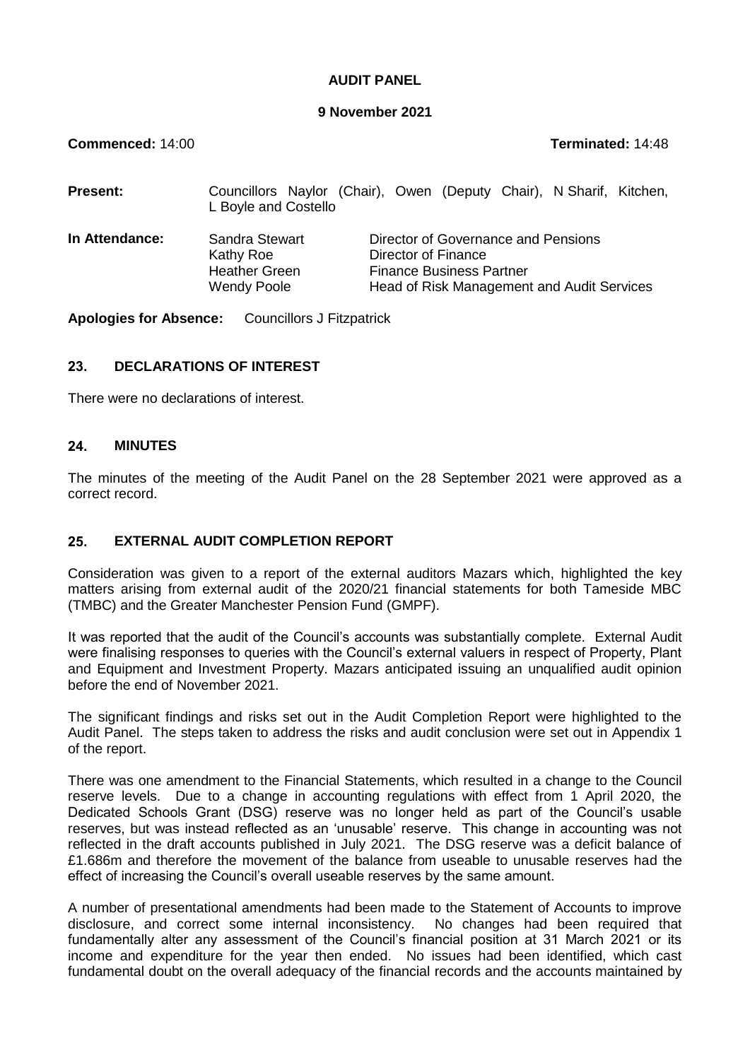# AUDIT PANEL

**9 November 2021**

**Commenced:** 14:00 **Terminated:** 14:48

| | | |
|---|---|---|
| **Present:** | Councillors Naylor (Chair), Owen (Deputy Chair), N Sharif, Kitchen, L Boyle and Costello | |
| **In Attendance:** | Sandra Stewart | Director of Governance and Pensions |
| | Kathy Roe | Director of Finance |
| | Heather Green | Finance Business Partner |
| | Wendy Poole | Head of Risk Management and Audit Services |

**Apologies for Absence:** Councillors J Fitzpatrick

## 23. DECLARATIONS OF INTEREST

There were no declarations of interest.

## 24. MINUTES

The minutes of the meeting of the Audit Panel on the 28 September 2021 were approved as a correct record.

## 25. EXTERNAL AUDIT COMPLETION REPORT

Consideration was given to a report of the external auditors Mazars which, highlighted the key matters arising from external audit of the 2020/21 financial statements for both Tameside MBC (TMBC) and the Greater Manchester Pension Fund (GMPF).

It was reported that the audit of the Council's accounts was substantially complete. External Audit were finalising responses to queries with the Council's external valuers in respect of Property, Plant and Equipment and Investment Property. Mazars anticipated issuing an unqualified audit opinion before the end of November 2021.

The significant findings and risks set out in the Audit Completion Report were highlighted to the Audit Panel. The steps taken to address the risks and audit conclusion were set out in Appendix 1 of the report.

There was one amendment to the Financial Statements, which resulted in a change to the Council reserve levels. Due to a change in accounting regulations with effect from 1 April 2020, the Dedicated Schools Grant (DSG) reserve was no longer held as part of the Council's usable reserves, but was instead reflected as an 'unusable' reserve. This change in accounting was not reflected in the draft accounts published in July 2021. The DSG reserve was a deficit balance of £1.686m and therefore the movement of the balance from useable to unusable reserves had the effect of increasing the Council's overall useable reserves by the same amount.

A number of presentational amendments had been made to the Statement of Accounts to improve disclosure, and correct some internal inconsistency. No changes had been required that fundamentally alter any assessment of the Council's financial position at 31 March 2021 or its income and expenditure for the year then ended. No issues had been identified, which cast fundamental doubt on the overall adequacy of the financial records and the accounts maintained by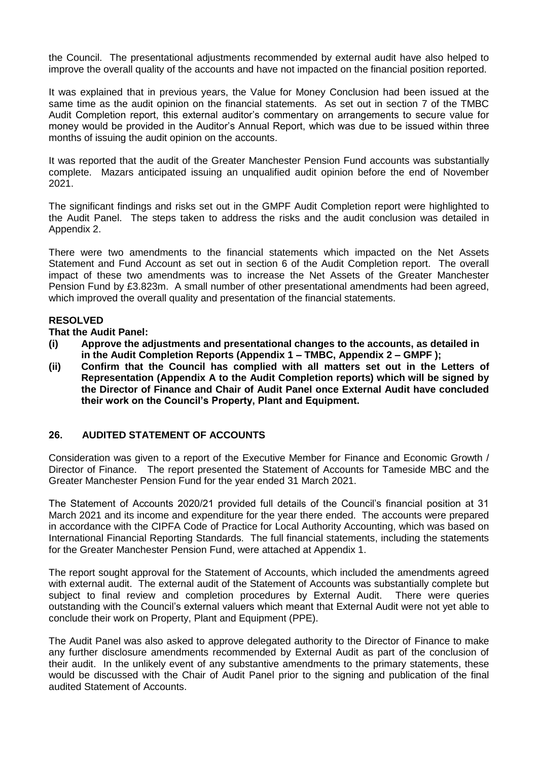the Council. The presentational adjustments recommended by external audit have also helped to improve the overall quality of the accounts and have not impacted on the financial position reported.

It was explained that in previous years, the Value for Money Conclusion had been issued at the same time as the audit opinion on the financial statements. As set out in section 7 of the TMBC Audit Completion report, this external auditor's commentary on arrangements to secure value for money would be provided in the Auditor's Annual Report, which was due to be issued within three months of issuing the audit opinion on the accounts.

It was reported that the audit of the Greater Manchester Pension Fund accounts was substantially complete. Mazars anticipated issuing an unqualified audit opinion before the end of November 2021.

The significant findings and risks set out in the GMPF Audit Completion report were highlighted to the Audit Panel. The steps taken to address the risks and the audit conclusion was detailed in Appendix 2.

There were two amendments to the financial statements which impacted on the Net Assets Statement and Fund Account as set out in section 6 of the Audit Completion report. The overall impact of these two amendments was to increase the Net Assets of the Greater Manchester Pension Fund by £3.823m. A small number of other presentational amendments had been agreed, which improved the overall quality and presentation of the financial statements.

**RESOLVED**

**That the Audit Panel:**

**(i) Approve the adjustments and presentational changes to the accounts, as detailed in in the Audit Completion Reports (Appendix 1 – TMBC, Appendix 2 – GMPF );**

**(ii) Confirm that the Council has complied with all matters set out in the Letters of Representation (Appendix A to the Audit Completion reports) which will be signed by the Director of Finance and Chair of Audit Panel once External Audit have concluded their work on the Council's Property, Plant and Equipment.**

## 26. AUDITED STATEMENT OF ACCOUNTS

Consideration was given to a report of the Executive Member for Finance and Economic Growth / Director of Finance. The report presented the Statement of Accounts for Tameside MBC and the Greater Manchester Pension Fund for the year ended 31 March 2021.

The Statement of Accounts 2020/21 provided full details of the Council's financial position at 31 March 2021 and its income and expenditure for the year there ended. The accounts were prepared in accordance with the CIPFA Code of Practice for Local Authority Accounting, which was based on International Financial Reporting Standards. The full financial statements, including the statements for the Greater Manchester Pension Fund, were attached at Appendix 1.

The report sought approval for the Statement of Accounts, which included the amendments agreed with external audit. The external audit of the Statement of Accounts was substantially complete but subject to final review and completion procedures by External Audit. There were queries outstanding with the Council's external valuers which meant that External Audit were not yet able to conclude their work on Property, Plant and Equipment (PPE).

The Audit Panel was also asked to approve delegated authority to the Director of Finance to make any further disclosure amendments recommended by External Audit as part of the conclusion of their audit. In the unlikely event of any substantive amendments to the primary statements, these would be discussed with the Chair of Audit Panel prior to the signing and publication of the final audited Statement of Accounts.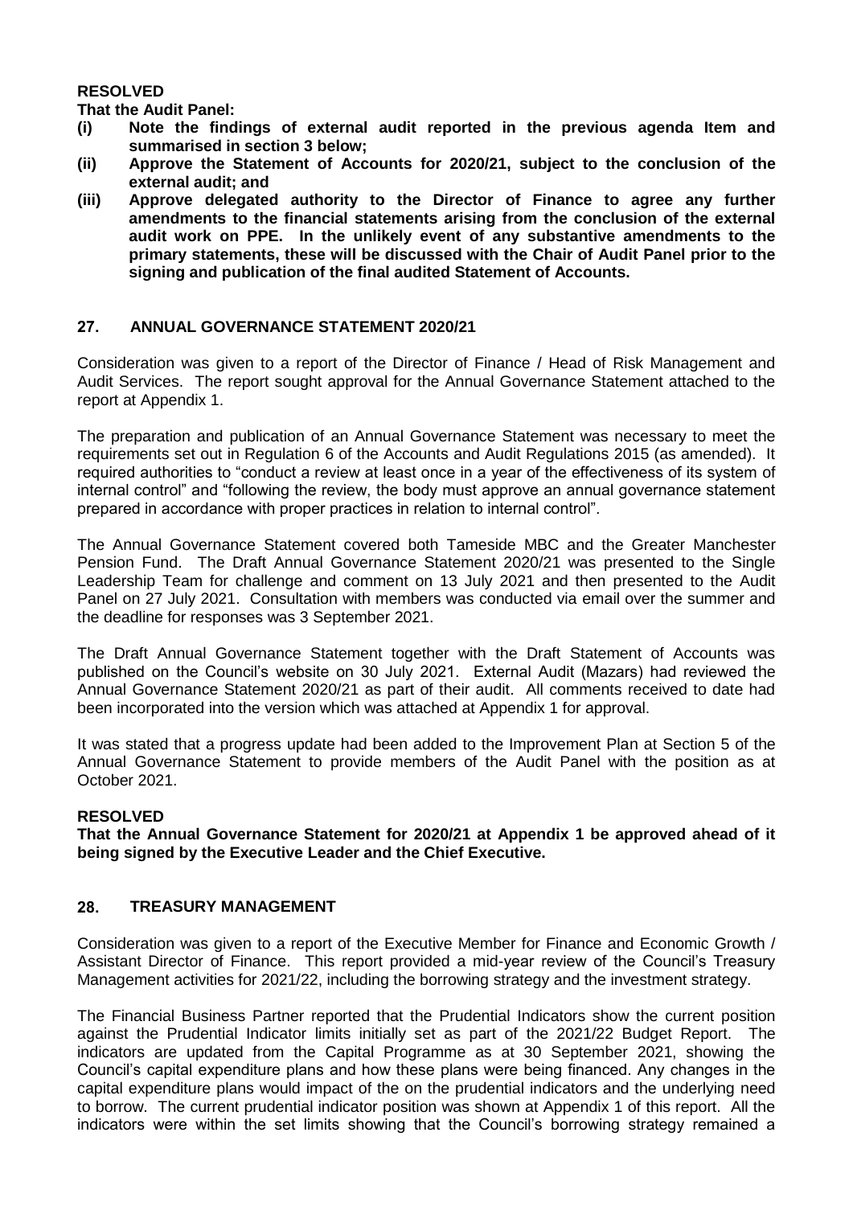**RESOLVED**

**That the Audit Panel:**

**(i) Note the findings of external audit reported in the previous agenda Item and summarised in section 3 below;**

**(ii) Approve the Statement of Accounts for 2020/21, subject to the conclusion of the external audit; and**

**(iii) Approve delegated authority to the Director of Finance to agree any further amendments to the financial statements arising from the conclusion of the external audit work on PPE. In the unlikely event of any substantive amendments to the primary statements, these will be discussed with the Chair of Audit Panel prior to the signing and publication of the final audited Statement of Accounts.**

## 27. ANNUAL GOVERNANCE STATEMENT 2020/21

Consideration was given to a report of the Director of Finance / Head of Risk Management and Audit Services. The report sought approval for the Annual Governance Statement attached to the report at Appendix 1.

The preparation and publication of an Annual Governance Statement was necessary to meet the requirements set out in Regulation 6 of the Accounts and Audit Regulations 2015 (as amended). It required authorities to "conduct a review at least once in a year of the effectiveness of its system of internal control" and "following the review, the body must approve an annual governance statement prepared in accordance with proper practices in relation to internal control".

The Annual Governance Statement covered both Tameside MBC and the Greater Manchester Pension Fund. The Draft Annual Governance Statement 2020/21 was presented to the Single Leadership Team for challenge and comment on 13 July 2021 and then presented to the Audit Panel on 27 July 2021. Consultation with members was conducted via email over the summer and the deadline for responses was 3 September 2021.

The Draft Annual Governance Statement together with the Draft Statement of Accounts was published on the Council's website on 30 July 2021. External Audit (Mazars) had reviewed the Annual Governance Statement 2020/21 as part of their audit. All comments received to date had been incorporated into the version which was attached at Appendix 1 for approval.

It was stated that a progress update had been added to the Improvement Plan at Section 5 of the Annual Governance Statement to provide members of the Audit Panel with the position as at October 2021.

**RESOLVED**

**That the Annual Governance Statement for 2020/21 at Appendix 1 be approved ahead of it being signed by the Executive Leader and the Chief Executive.**

## 28. TREASURY MANAGEMENT

Consideration was given to a report of the Executive Member for Finance and Economic Growth / Assistant Director of Finance. This report provided a mid-year review of the Council's Treasury Management activities for 2021/22, including the borrowing strategy and the investment strategy.

The Financial Business Partner reported that the Prudential Indicators show the current position against the Prudential Indicator limits initially set as part of the 2021/22 Budget Report. The indicators are updated from the Capital Programme as at 30 September 2021, showing the Council's capital expenditure plans and how these plans were being financed. Any changes in the capital expenditure plans would impact of the on the prudential indicators and the underlying need to borrow. The current prudential indicator position was shown at Appendix 1 of this report. All the indicators were within the set limits showing that the Council's borrowing strategy remained a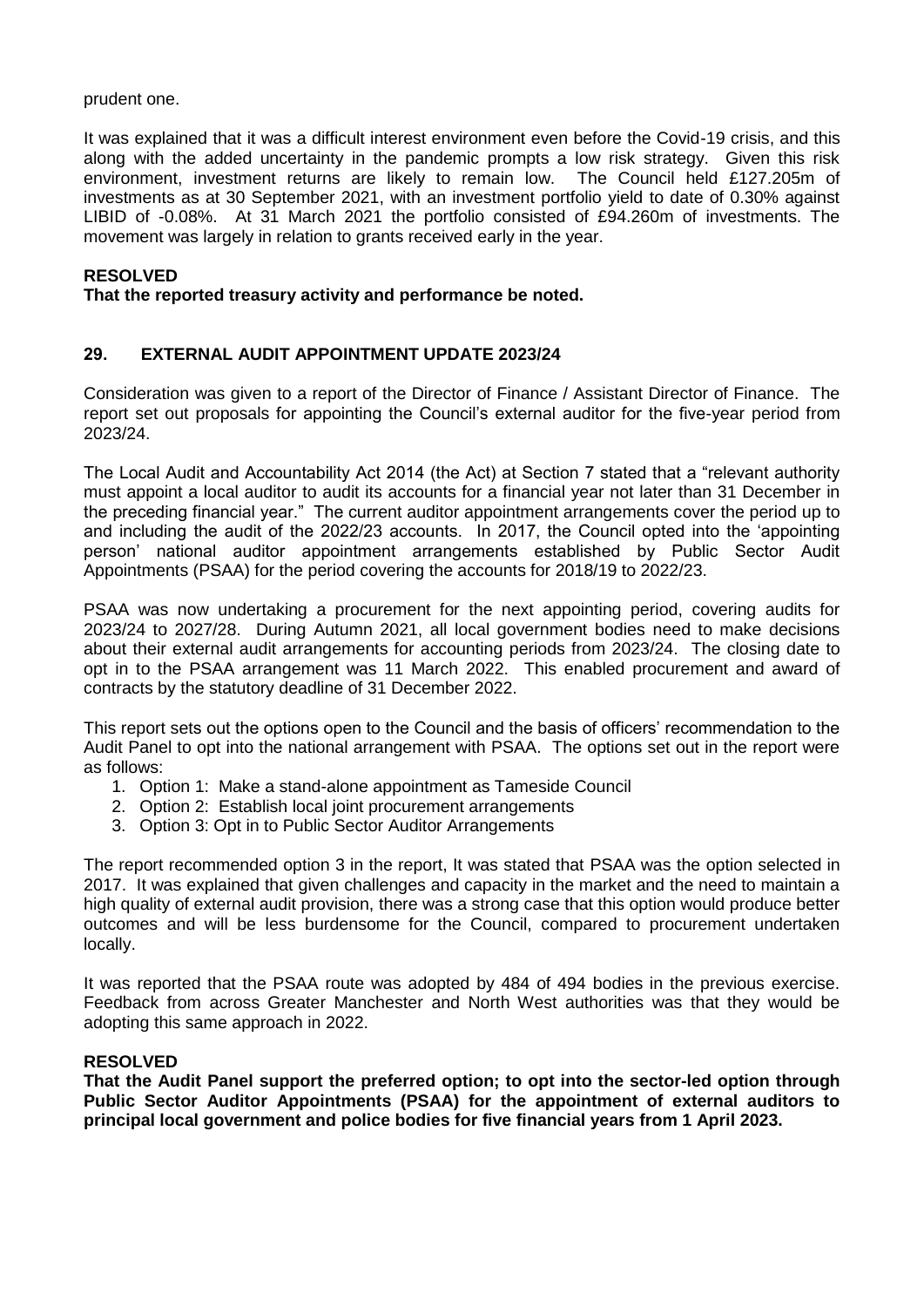prudent one.

It was explained that it was a difficult interest environment even before the Covid-19 crisis, and this along with the added uncertainty in the pandemic prompts a low risk strategy. Given this risk environment, investment returns are likely to remain low. The Council held £127.205m of investments as at 30 September 2021, with an investment portfolio yield to date of 0.30% against LIBID of -0.08%. At 31 March 2021 the portfolio consisted of £94.260m of investments. The movement was largely in relation to grants received early in the year.

**RESOLVED**
**That the reported treasury activity and performance be noted.**

## 29. EXTERNAL AUDIT APPOINTMENT UPDATE 2023/24

Consideration was given to a report of the Director of Finance / Assistant Director of Finance. The report set out proposals for appointing the Council's external auditor for the five-year period from 2023/24.

The Local Audit and Accountability Act 2014 (the Act) at Section 7 stated that a "relevant authority must appoint a local auditor to audit its accounts for a financial year not later than 31 December in the preceding financial year." The current auditor appointment arrangements cover the period up to and including the audit of the 2022/23 accounts. In 2017, the Council opted into the 'appointing person' national auditor appointment arrangements established by Public Sector Audit Appointments (PSAA) for the period covering the accounts for 2018/19 to 2022/23.

PSAA was now undertaking a procurement for the next appointing period, covering audits for 2023/24 to 2027/28. During Autumn 2021, all local government bodies need to make decisions about their external audit arrangements for accounting periods from 2023/24. The closing date to opt in to the PSAA arrangement was 11 March 2022. This enabled procurement and award of contracts by the statutory deadline of 31 December 2022.

This report sets out the options open to the Council and the basis of officers' recommendation to the Audit Panel to opt into the national arrangement with PSAA. The options set out in the report were as follows:

1. Option 1: Make a stand-alone appointment as Tameside Council
2. Option 2: Establish local joint procurement arrangements
3. Option 3: Opt in to Public Sector Auditor Arrangements

The report recommended option 3 in the report, It was stated that PSAA was the option selected in 2017. It was explained that given challenges and capacity in the market and the need to maintain a high quality of external audit provision, there was a strong case that this option would produce better outcomes and will be less burdensome for the Council, compared to procurement undertaken locally.

It was reported that the PSAA route was adopted by 484 of 494 bodies in the previous exercise. Feedback from across Greater Manchester and North West authorities was that they would be adopting this same approach in 2022.

**RESOLVED**
**That the Audit Panel support the preferred option; to opt into the sector-led option through Public Sector Auditor Appointments (PSAA) for the appointment of external auditors to principal local government and police bodies for five financial years from 1 April 2023.**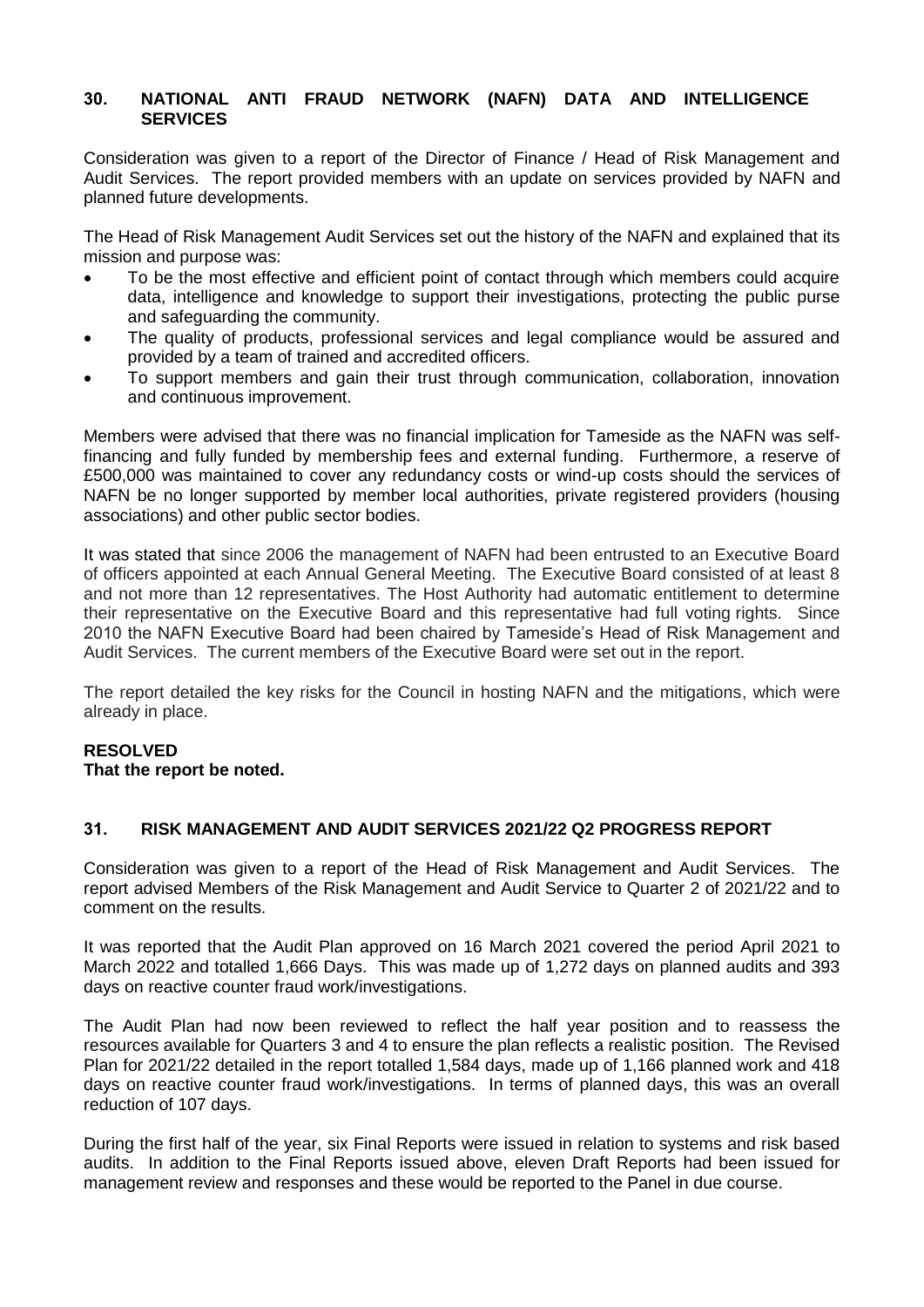## 30. NATIONAL ANTI FRAUD NETWORK (NAFN) DATA AND INTELLIGENCE SERVICES

Consideration was given to a report of the Director of Finance / Head of Risk Management and Audit Services. The report provided members with an update on services provided by NAFN and planned future developments.

The Head of Risk Management Audit Services set out the history of the NAFN and explained that its mission and purpose was:

- To be the most effective and efficient point of contact through which members could acquire data, intelligence and knowledge to support their investigations, protecting the public purse and safeguarding the community.
- The quality of products, professional services and legal compliance would be assured and provided by a team of trained and accredited officers.
- To support members and gain their trust through communication, collaboration, innovation and continuous improvement.

Members were advised that there was no financial implication for Tameside as the NAFN was self-financing and fully funded by membership fees and external funding. Furthermore, a reserve of £500,000 was maintained to cover any redundancy costs or wind-up costs should the services of NAFN be no longer supported by member local authorities, private registered providers (housing associations) and other public sector bodies.

It was stated that since 2006 the management of NAFN had been entrusted to an Executive Board of officers appointed at each Annual General Meeting. The Executive Board consisted of at least 8 and not more than 12 representatives. The Host Authority had automatic entitlement to determine their representative on the Executive Board and this representative had full voting rights. Since 2010 the NAFN Executive Board had been chaired by Tameside's Head of Risk Management and Audit Services. The current members of the Executive Board were set out in the report.

The report detailed the key risks for the Council in hosting NAFN and the mitigations, which were already in place.

**RESOLVED**
**That the report be noted.**

## 31. RISK MANAGEMENT AND AUDIT SERVICES 2021/22 Q2 PROGRESS REPORT

Consideration was given to a report of the Head of Risk Management and Audit Services. The report advised Members of the Risk Management and Audit Service to Quarter 2 of 2021/22 and to comment on the results.

It was reported that the Audit Plan approved on 16 March 2021 covered the period April 2021 to March 2022 and totalled 1,666 Days. This was made up of 1,272 days on planned audits and 393 days on reactive counter fraud work/investigations.

The Audit Plan had now been reviewed to reflect the half year position and to reassess the resources available for Quarters 3 and 4 to ensure the plan reflects a realistic position. The Revised Plan for 2021/22 detailed in the report totalled 1,584 days, made up of 1,166 planned work and 418 days on reactive counter fraud work/investigations. In terms of planned days, this was an overall reduction of 107 days.

During the first half of the year, six Final Reports were issued in relation to systems and risk based audits. In addition to the Final Reports issued above, eleven Draft Reports had been issued for management review and responses and these would be reported to the Panel in due course.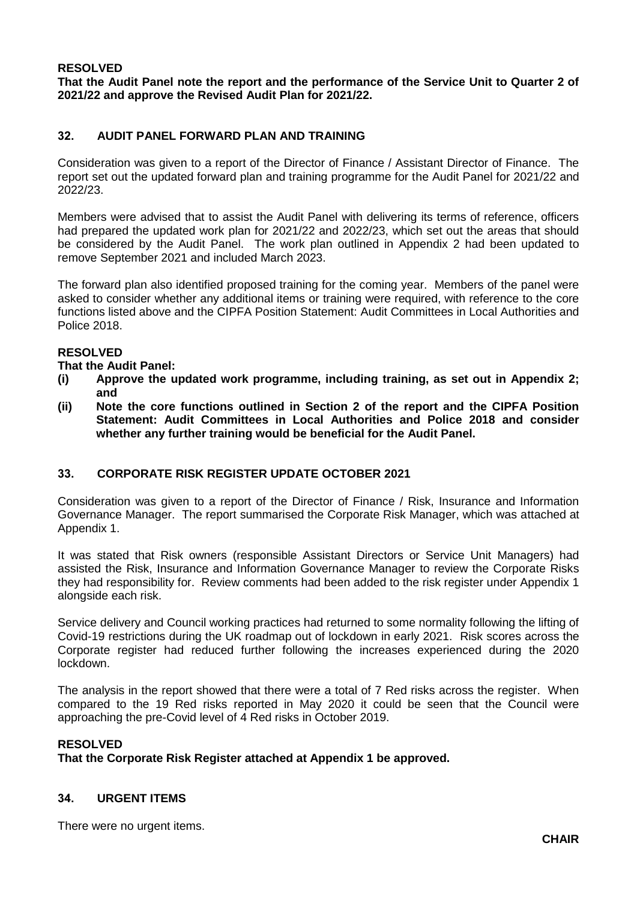**RESOLVED**
**That the Audit Panel note the report and the performance of the Service Unit to Quarter 2 of 2021/22 and approve the Revised Audit Plan for 2021/22.**

## 32. AUDIT PANEL FORWARD PLAN AND TRAINING

Consideration was given to a report of the Director of Finance / Assistant Director of Finance. The report set out the updated forward plan and training programme for the Audit Panel for 2021/22 and 2022/23.

Members were advised that to assist the Audit Panel with delivering its terms of reference, officers had prepared the updated work plan for 2021/22 and 2022/23, which set out the areas that should be considered by the Audit Panel. The work plan outlined in Appendix 2 had been updated to remove September 2021 and included March 2023.

The forward plan also identified proposed training for the coming year. Members of the panel were asked to consider whether any additional items or training were required, with reference to the core functions listed above and the CIPFA Position Statement: Audit Committees in Local Authorities and Police 2018.

**RESOLVED**
**That the Audit Panel:**

- **(i) Approve the updated work programme, including training, as set out in Appendix 2; and**
- **(ii) Note the core functions outlined in Section 2 of the report and the CIPFA Position Statement: Audit Committees in Local Authorities and Police 2018 and consider whether any further training would be beneficial for the Audit Panel.**

## 33. CORPORATE RISK REGISTER UPDATE OCTOBER 2021

Consideration was given to a report of the Director of Finance / Risk, Insurance and Information Governance Manager. The report summarised the Corporate Risk Manager, which was attached at Appendix 1.

It was stated that Risk owners (responsible Assistant Directors or Service Unit Managers) had assisted the Risk, Insurance and Information Governance Manager to review the Corporate Risks they had responsibility for. Review comments had been added to the risk register under Appendix 1 alongside each risk.

Service delivery and Council working practices had returned to some normality following the lifting of Covid-19 restrictions during the UK roadmap out of lockdown in early 2021. Risk scores across the Corporate register had reduced further following the increases experienced during the 2020 lockdown.

The analysis in the report showed that there were a total of 7 Red risks across the register. When compared to the 19 Red risks reported in May 2020 it could be seen that the Council were approaching the pre-Covid level of 4 Red risks in October 2019.

**RESOLVED**
**That the Corporate Risk Register attached at Appendix 1 be approved.**

## 34. URGENT ITEMS

There were no urgent items.

**CHAIR**